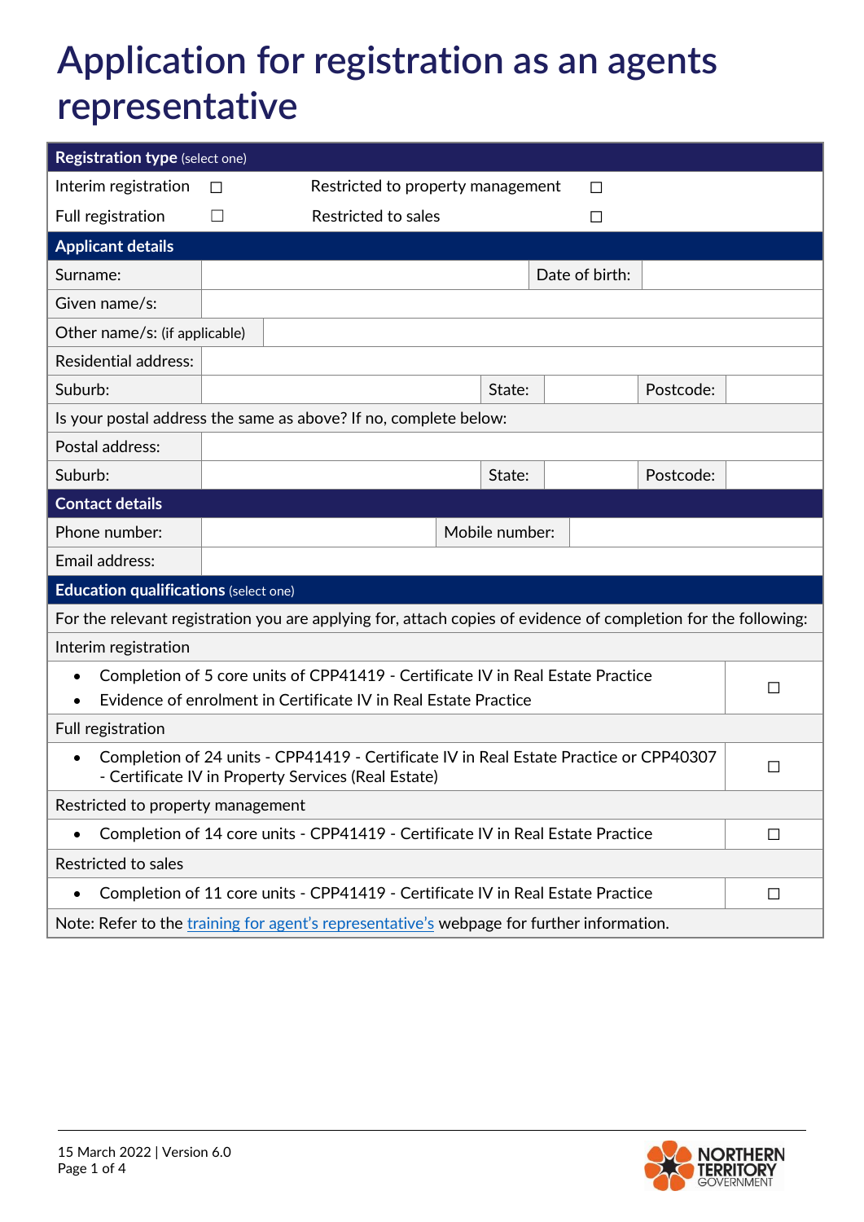# Application for registration as an agents representative

| **Registration type** (select one) | | | |
|---|---|---|---|
| Interim registration | ☐ | Restricted to property management | ☐ |
| Full registration | ☐ | Restricted to sales | ☐ |

| **Applicant details** | | | | | |
|---|---|---|---|---|---|
| Surname: | | | Date of birth: | | |
| Given name/s: | | | | | |
| Other name/s: (if applicable) | | | | | |
| Residential address: | | | | | |
| Suburb: | | State: | | Postcode: | |
| Is your postal address the same as above? If no, complete below: | | | | | |
| Postal address: | | | | | |
| Suburb: | | State: | | Postcode: | |

| **Contact details** | | | |
|---|---|---|---|
| Phone number: | | Mobile number: | |
| Email address: | | | |

| **Education qualifications** (select one) | |
|---|---|
| For the relevant registration you are applying for, attach copies of evidence of completion for the following: | |
| Interim registration | |
| • Completion of 5 core units of CPP41419 - Certificate IV in Real Estate Practice<br>• Evidence of enrolment in Certificate IV in Real Estate Practice | ☐ |
| Full registration | |
| • Completion of 24 units - CPP41419 - Certificate IV in Real Estate Practice or CPP40307 - Certificate IV in Property Services (Real Estate) | ☐ |
| Restricted to property management | |
| • Completion of 14 core units - CPP41419 - Certificate IV in Real Estate Practice | ☐ |
| Restricted to sales | |
| • Completion of 11 core units - CPP41419 - Certificate IV in Real Estate Practice | ☐ |
| Note: Refer to the training for agent's representative's webpage for further information. | |

15 March 2022 | Version 6.0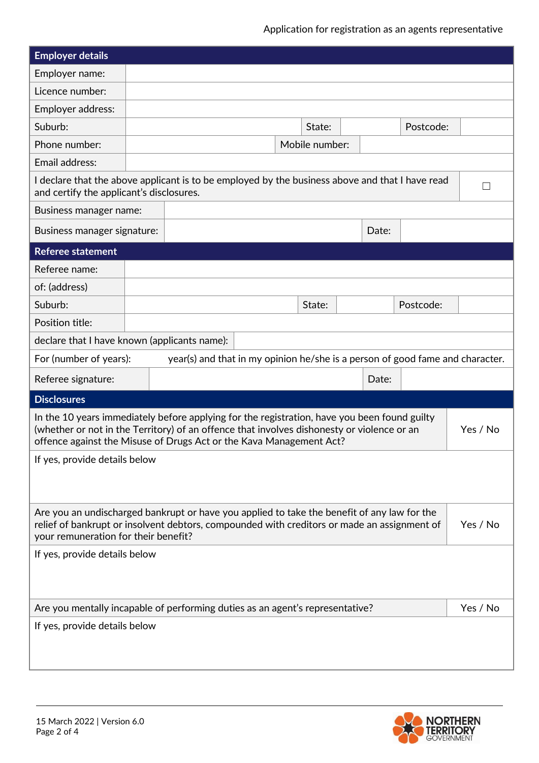## Employer details

| Employer details | | | | | |
|---|---|---|---|---|---|
| Employer name: | | | | | |
| Licence number: | | | | | |
| Employer address: | | | | | |
| Suburb: | | State: | | Postcode: | |
| Phone number: | | Mobile number: | | | |
| Email address: | | | | | |
| I declare that the above applicant is to be employed by the business above and that I have read and certify the applicant's disclosures. | | | | | ☐ |
| Business manager name: | | | | | |
| Business manager signature: | | Date: | | | |

## Referee statement

| Referee statement | | | | | |
|---|---|---|---|---|---|
| Referee name: | | | | | |
| of: (address) | | | | | |
| Suburb: | | State: | | Postcode: | |
| Position title: | | | | | |
| declare that I have known (applicants name): | | | | | |
| For (number of years): | year(s) and that in my opinion he/she is a person of good fame and character. | | | | |
| Referee signature: | | Date: | | | |

## Disclosures

| Disclosures | |
|---|---|
| In the 10 years immediately before applying for the registration, have you been found guilty (whether or not in the Territory) of an offence that involves dishonesty or violence or an offence against the Misuse of Drugs Act or the Kava Management Act? | Yes / No |
| If yes, provide details below | |
| Are you an undischarged bankrupt or have you applied to take the benefit of any law for the relief of bankrupt or insolvent debtors, compounded with creditors or made an assignment of your remuneration for their benefit? | Yes / No |
| If yes, provide details below | |
| Are you mentally incapable of performing duties as an agent's representative? | Yes / No |
| If yes, provide details below | |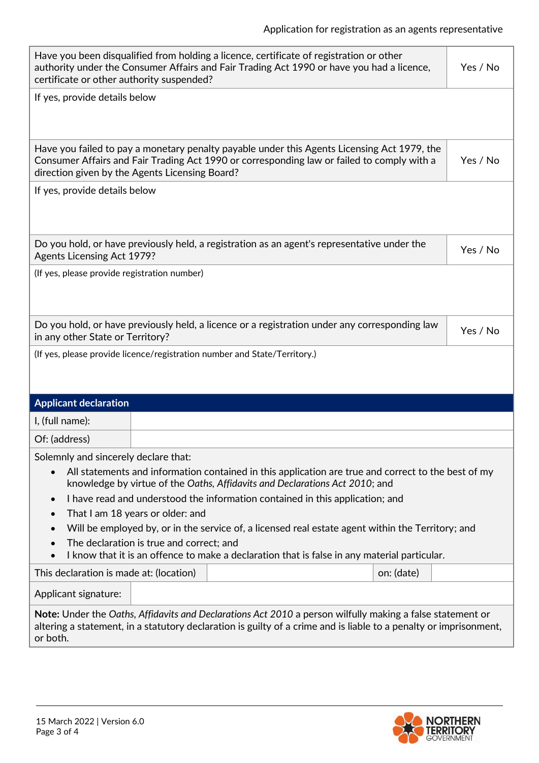| Have you been disqualified from holding a licence, certificate of registration or other authority under the Consumer Affairs and Fair Trading Act 1990 or have you had a licence, certificate or other authority suspended? | Yes / No |
|---|---|
| If yes, provide details below | |

| Have you failed to pay a monetary penalty payable under this Agents Licensing Act 1979, the Consumer Affairs and Fair Trading Act 1990 or corresponding law or failed to comply with a direction given by the Agents Licensing Board? | Yes / No |
|---|---|
| If yes, provide details below | |

| Do you hold, or have previously held, a registration as an agent's representative under the Agents Licensing Act 1979? | Yes / No |
|---|---|
| (If yes, please provide registration number) | |

| Do you hold, or have previously held, a licence or a registration under any corresponding law in any other State or Territory? | Yes / No |
|---|---|
| (If yes, please provide licence/registration number and State/Territory.) | |

## Applicant declaration

| I, (full name): | |
|---|---|
| Of: (address) | |

Solemnly and sincerely declare that:

- All statements and information contained in this application are true and correct to the best of my knowledge by virtue of the *Oaths, Affidavits and Declarations Act 2010*; and
- I have read and understood the information contained in this application; and
- That I am 18 years or older: and
- Will be employed by, or in the service of, a licensed real estate agent within the Territory; and
- The declaration is true and correct; and
- I know that it is an offence to make a declaration that is false in any material particular.

| This declaration is made at: (location) | | on: (date) | |
|---|---|---|---|

| Applicant signature: | |
|---|---|

**Note:** Under the *Oaths, Affidavits and Declarations Act 2010* a person wilfully making a false statement or altering a statement, in a statutory declaration is guilty of a crime and is liable to a penalty or imprisonment, or both.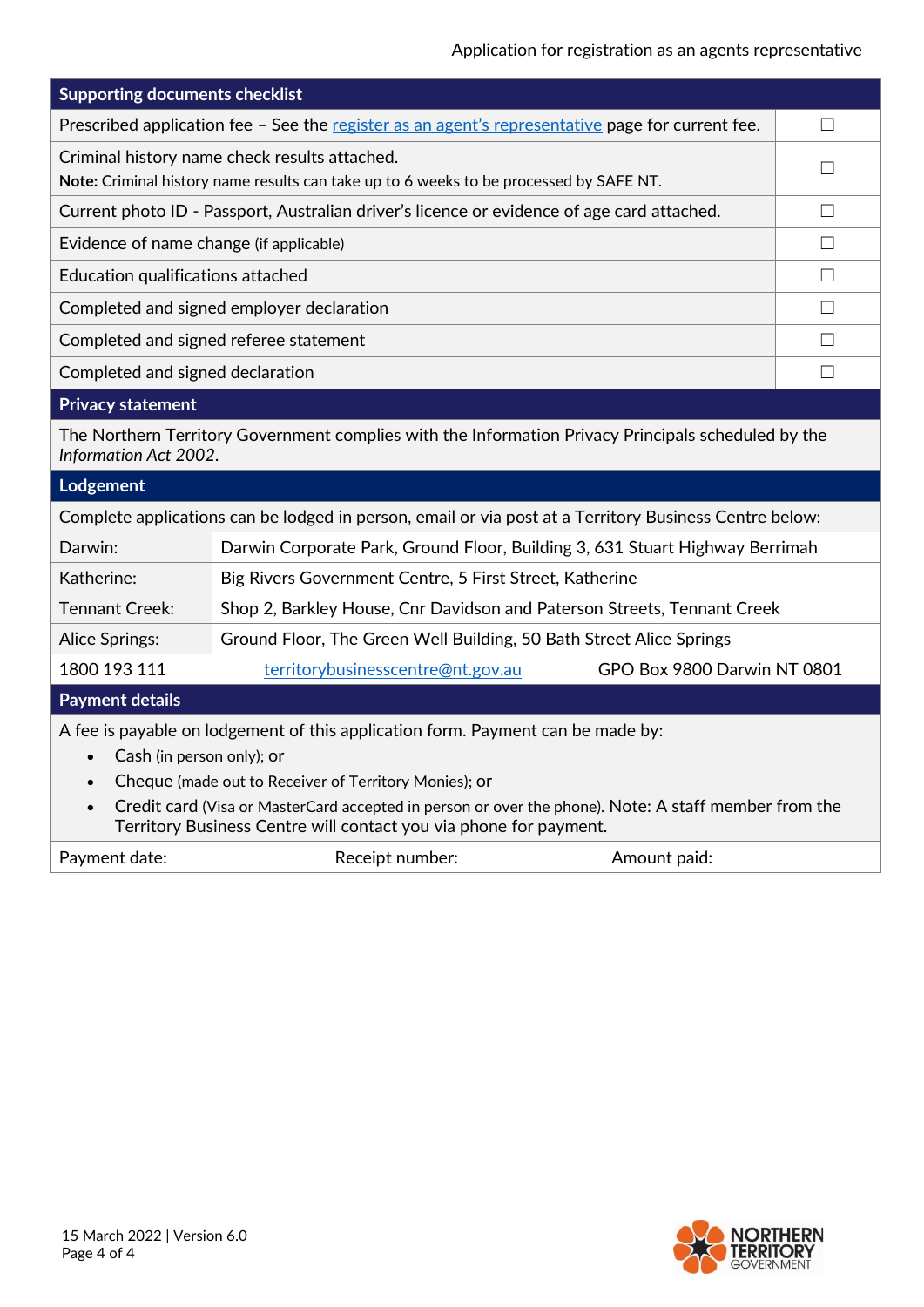## Supporting documents checklist

| | |
|---|---|
| Prescribed application fee – See the register as an agent's representative page for current fee. | ☐ |
| Criminal history name check results attached.<br>**Note:** Criminal history name results can take up to 6 weeks to be processed by SAFE NT. | ☐ |
| Current photo ID - Passport, Australian driver's licence or evidence of age card attached. | ☐ |
| Evidence of name change (if applicable) | ☐ |
| Education qualifications attached | ☐ |
| Completed and signed employer declaration | ☐ |
| Completed and signed referee statement | ☐ |
| Completed and signed declaration | ☐ |

## Privacy statement

The Northern Territory Government complies with the Information Privacy Principals scheduled by the *Information Act 2002*.

## Lodgement

Complete applications can be lodged in person, email or via post at a Territory Business Centre below:

| | |
|---|---|
| Darwin: | Darwin Corporate Park, Ground Floor, Building 3, 631 Stuart Highway Berrimah |
| Katherine: | Big Rivers Government Centre, 5 First Street, Katherine |
| Tennant Creek: | Shop 2, Barkley House, Cnr Davidson and Paterson Streets, Tennant Creek |
| Alice Springs: | Ground Floor, The Green Well Building, 50 Bath Street Alice Springs |

1800 193 111 | territorybusinesscentre@nt.gov.au | GPO Box 9800 Darwin NT 0801

## Payment details

A fee is payable on lodgement of this application form. Payment can be made by:

- Cash (in person only); or
- Cheque (made out to Receiver of Territory Monies); or
- Credit card (Visa or MasterCard accepted in person or over the phone). Note: A staff member from the Territory Business Centre will contact you via phone for payment.

| Payment date: | Receipt number: | Amount paid: |
|---|---|---|

15 March 2022 | Version 6.0